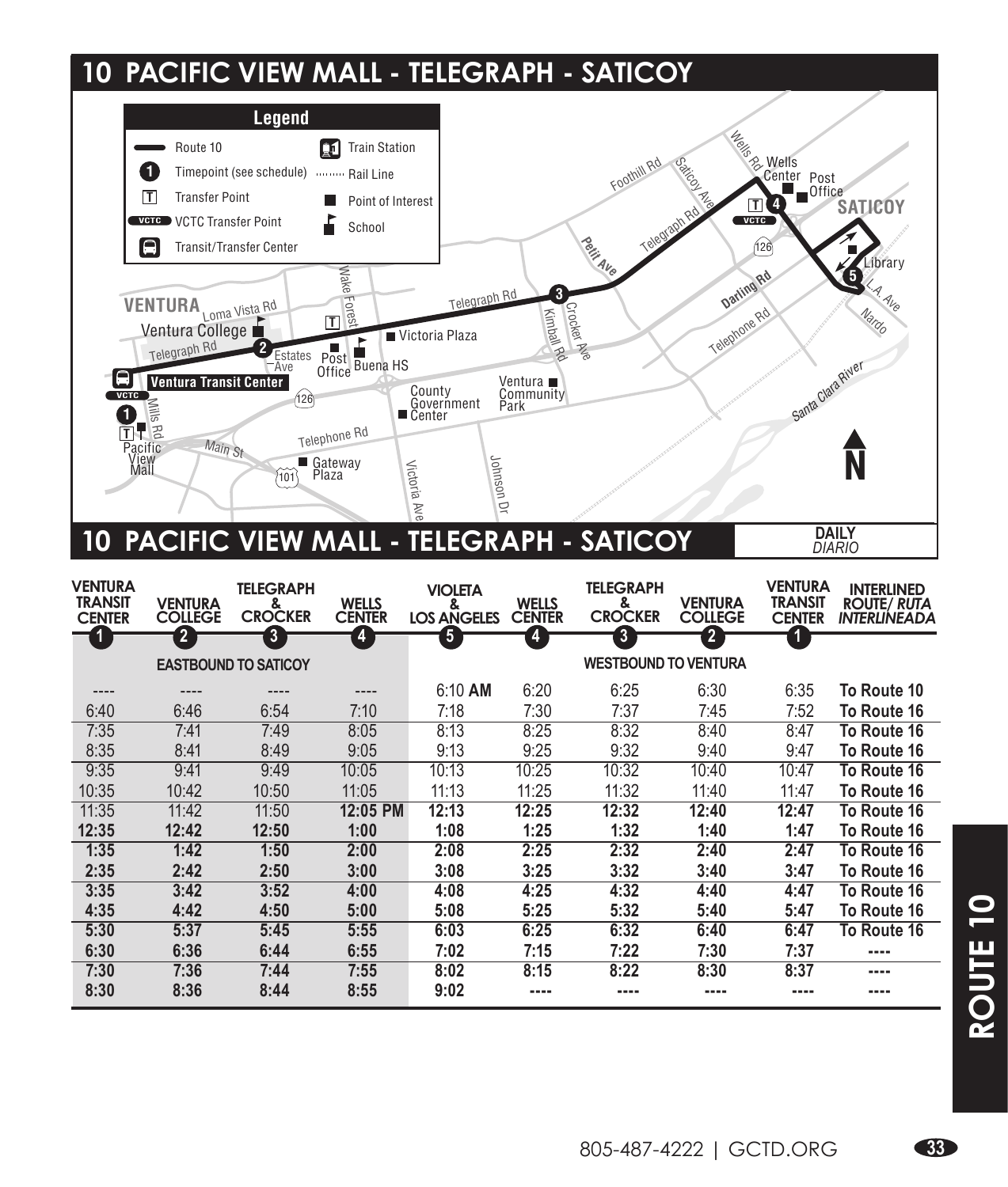# 10 PACIFIC VIEW MALL - TELEGRAPH - SATICOY

**Legend**

- Route 10
- Timepoint (see schedule)
- Transfer Point
- VCTC Transfer Point
- Transit/Transfer Center
- Train Station
- Rail Line
- Point of Interest
- School

VENTURA · Loma Vista Rd · Ventura College · Telegraph Rd · Estates Ave · Post Office · Buena HS · Wake Forest · Victoria Plaza · Ventura Transit Center · Mills Rd · Pacific View Mall · Main St · Telephone Rd · Gateway Plaza · 126 · 101 · County Government Center · Ventura Community Park · Victoria Ave · Johnson Dr · Kimball Rd · Crocker Ave · Petit Ave · Foothill Rd · Saticoy Ave · Wells Rd · Wells Center · Post Office · SATICOY · Library · L.A. Ave · Nardo · Darling Rd · Santa Clara River

## 10 PACIFIC VIEW MALL - TELEGRAPH - SATICOY

**DAILY** *DIARIO*

| VENTURA TRANSIT CENTER (1) | VENTURA COLLEGE (2) | TELEGRAPH & CROCKER (3) | WELLS CENTER (4) | VIOLETA & LOS ANGELES (5) | WELLS CENTER (4) | TELEGRAPH & CROCKER (3) | VENTURA COLLEGE (2) | VENTURA TRANSIT CENTER (1) | INTERLINED ROUTE/ *RUTA INTERLINEADA* |
|---|---|---|---|---|---|---|---|---|---|
| **EASTBOUND TO SATICOY** | | | | **WESTBOUND TO VENTURA** | | | | | |
| ---- | ---- | ---- | ---- | 6:10 **AM** | 6:20 | 6:25 | 6:30 | 6:35 | To Route 10 |
| 6:40 | 6:46 | 6:54 | 7:10 | 7:18 | 7:30 | 7:37 | 7:45 | 7:52 | To Route 16 |
| 7:35 | 7:41 | 7:49 | 8:05 | 8:13 | 8:25 | 8:32 | 8:40 | 8:47 | To Route 16 |
| 8:35 | 8:41 | 8:49 | 9:05 | 9:13 | 9:25 | 9:32 | 9:40 | 9:47 | To Route 16 |
| 9:35 | 9:41 | 9:49 | 10:05 | 10:13 | 10:25 | 10:32 | 10:40 | 10:47 | To Route 16 |
| 10:35 | 10:42 | 10:50 | 11:05 | 11:13 | 11:25 | 11:32 | 11:40 | 11:47 | To Route 16 |
| 11:35 | 11:42 | 11:50 | **12:05 PM** | **12:13** | **12:25** | **12:32** | **12:40** | **12:47** | To Route 16 |
| **12:35** | **12:42** | **12:50** | **1:00** | **1:08** | **1:25** | **1:32** | **1:40** | **1:47** | To Route 16 |
| **1:35** | **1:42** | **1:50** | **2:00** | **2:08** | **2:25** | **2:32** | **2:40** | **2:47** | To Route 16 |
| **2:35** | **2:42** | **2:50** | **3:00** | **3:08** | **3:25** | **3:32** | **3:40** | **3:47** | To Route 16 |
| **3:35** | **3:42** | **3:52** | **4:00** | **4:08** | **4:25** | **4:32** | **4:40** | **4:47** | To Route 16 |
| **4:35** | **4:42** | **4:50** | **5:00** | **5:08** | **5:25** | **5:32** | **5:40** | **5:47** | To Route 16 |
| **5:30** | **5:37** | **5:45** | **5:55** | **6:03** | **6:25** | **6:32** | **6:40** | **6:47** | To Route 16 |
| **6:30** | **6:36** | **6:44** | **6:55** | **7:02** | **7:15** | **7:22** | **7:30** | **7:37** | ---- |
| **7:30** | **7:36** | **7:44** | **7:55** | **8:02** | **8:15** | **8:22** | **8:30** | **8:37** | ---- |
| **8:30** | **8:36** | **8:44** | **8:55** | **9:02** | ---- | ---- | ---- | ---- | ---- |

805-487-4222 | GCTD.ORG

ROUTE 10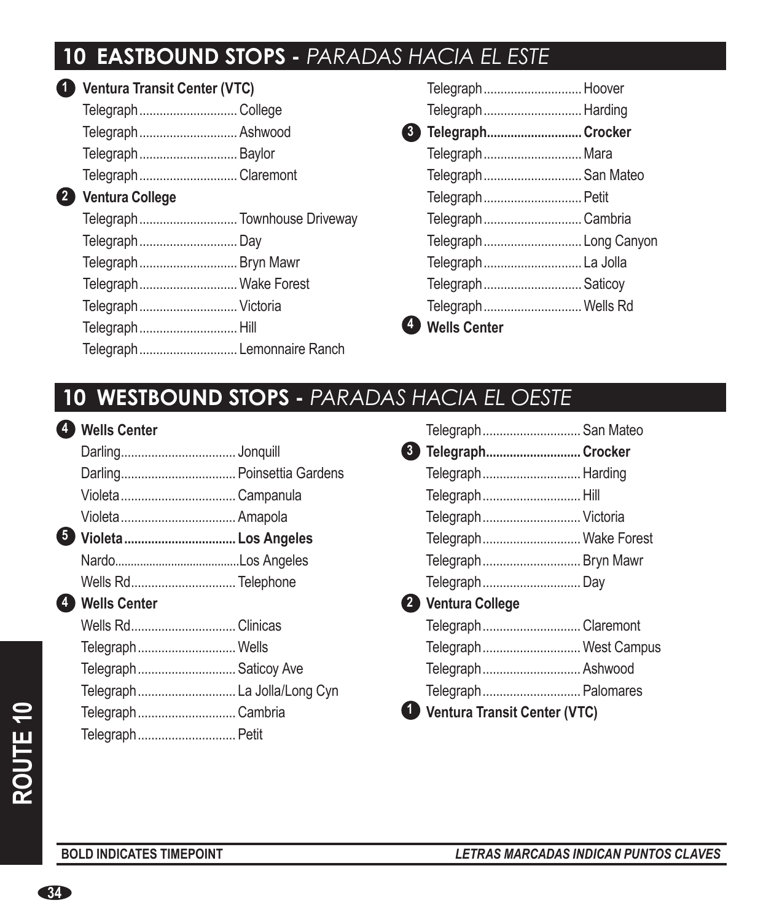## 10 EASTBOUND STOPS - *PARADAS HACIA EL ESTE*

1. **Ventura Transit Center (VTC)**
   - Telegraph............................ College
   - Telegraph............................ Ashwood
   - Telegraph............................ Baylor
   - Telegraph............................ Claremont
2. **Ventura College**
   - Telegraph............................ Townhouse Driveway
   - Telegraph............................ Day
   - Telegraph............................ Bryn Mawr
   - Telegraph............................ Wake Forest
   - Telegraph............................ Victoria
   - Telegraph............................ Hill
   - Telegraph............................ Lemonnaire Ranch
   - Telegraph............................ Hoover
   - Telegraph............................ Harding
3. **Telegraph............................ Crocker**
   - Telegraph............................ Mara
   - Telegraph............................ San Mateo
   - Telegraph............................ Petit
   - Telegraph............................ Cambria
   - Telegraph............................ Long Canyon
   - Telegraph............................ La Jolla
   - Telegraph............................ Saticoy
   - Telegraph............................ Wells Rd
4. **Wells Center**

## 10 WESTBOUND STOPS - *PARADAS HACIA EL OESTE*

4. **Wells Center**
   - Darling................................. Jonquill
   - Darling................................. Poinsettia Gardens
   - Violeta................................. Campanula
   - Violeta................................. Amapola
5. **Violeta................................. Los Angeles**
   - Nardo.......................................Los Angeles
   - Wells Rd.............................. Telephone
4. **Wells Center**
   - Wells Rd.............................. Clinicas
   - Telegraph............................ Wells
   - Telegraph............................ Saticoy Ave
   - Telegraph............................ La Jolla/Long Cyn
   - Telegraph............................ Cambria
   - Telegraph............................ Petit
   - Telegraph............................ San Mateo
3. **Telegraph............................ Crocker**
   - Telegraph............................ Harding
   - Telegraph............................ Hill
   - Telegraph............................ Victoria
   - Telegraph............................ Wake Forest
   - Telegraph............................ Bryn Mawr
   - Telegraph............................ Day
2. **Ventura College**
   - Telegraph............................ Claremont
   - Telegraph............................ West Campus
   - Telegraph............................ Ashwood
   - Telegraph............................ Palomares
1. **Ventura Transit Center (VTC)**

**BOLD INDICATES TIMEPOINT** — ***LETRAS MARCADAS INDICAN PUNTOS CLAVES***